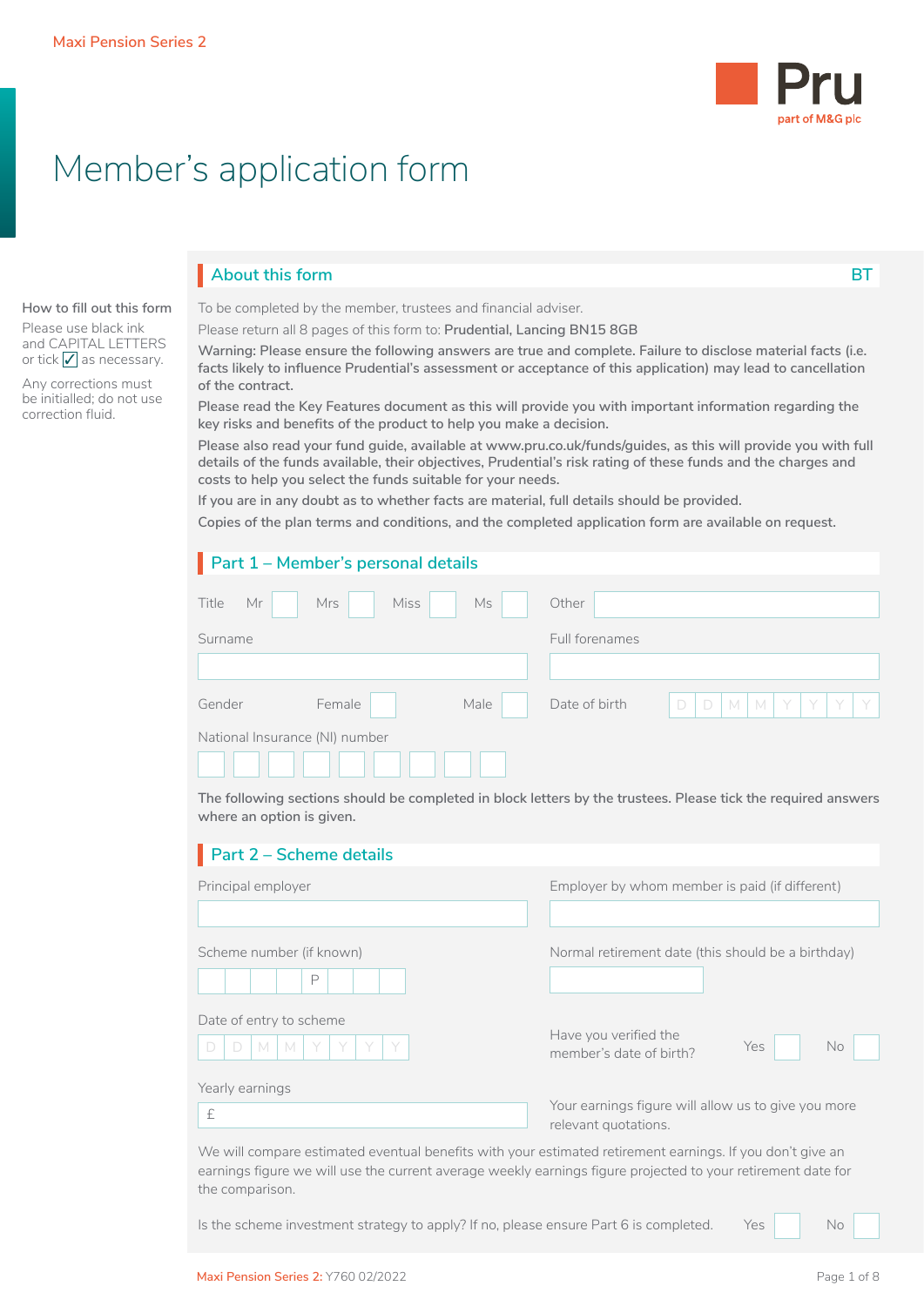Maxi Pension Series 2

Pru
part of M&G plc

# Member's application form

**How to fill out this form**

Please use black ink and CAPITAL LETTERS or tick ✓ as necessary.

Any corrections must be initialled; do not use correction fluid.

## About this form

BT

To be completed by the member, trustees and financial adviser.

Please return all 8 pages of this form to: **Prudential, Lancing BN15 8GB**

**Warning: Please ensure the following answers are true and complete. Failure to disclose material facts (i.e. facts likely to influence Prudential's assessment or acceptance of this application) may lead to cancellation of the contract.**

**Please read the Key Features document as this will provide you with important information regarding the key risks and benefits of the product to help you make a decision.**

**Please also read your fund guide, available at www.pru.co.uk/funds/guides, as this will provide you with full details of the funds available, their objectives, Prudential's risk rating of these funds and the charges and costs to help you select the funds suitable for your needs.**

**If you are in any doubt as to whether facts are material, full details should be provided.**

**Copies of the plan terms and conditions, and the completed application form are available on request.**

## Part 1 – Member's personal details

Title Mr ☐ Mrs ☐ Miss ☐ Ms ☐ Other

Surname

Full forenames

Gender Female ☐ Male ☐

Date of birth D D M M Y Y Y Y

National Insurance (NI) number

**The following sections should be completed in block letters by the trustees. Please tick the required answers where an option is given.**

## Part 2 – Scheme details

Principal employer

Employer by whom member is paid (if different)

Scheme number (if known) P

Normal retirement date (this should be a birthday)

Date of entry to scheme D D M M Y Y Y Y

Have you verified the member's date of birth? Yes ☐ No ☐

Yearly earnings £

Your earnings figure will allow us to give you more relevant quotations.

We will compare estimated eventual benefits with your estimated retirement earnings. If you don't give an earnings figure we will use the current average weekly earnings figure projected to your retirement date for the comparison.

Is the scheme investment strategy to apply? If no, please ensure Part 6 is completed. Yes ☐ No ☐

Maxi Pension Series 2: Y760 02/2022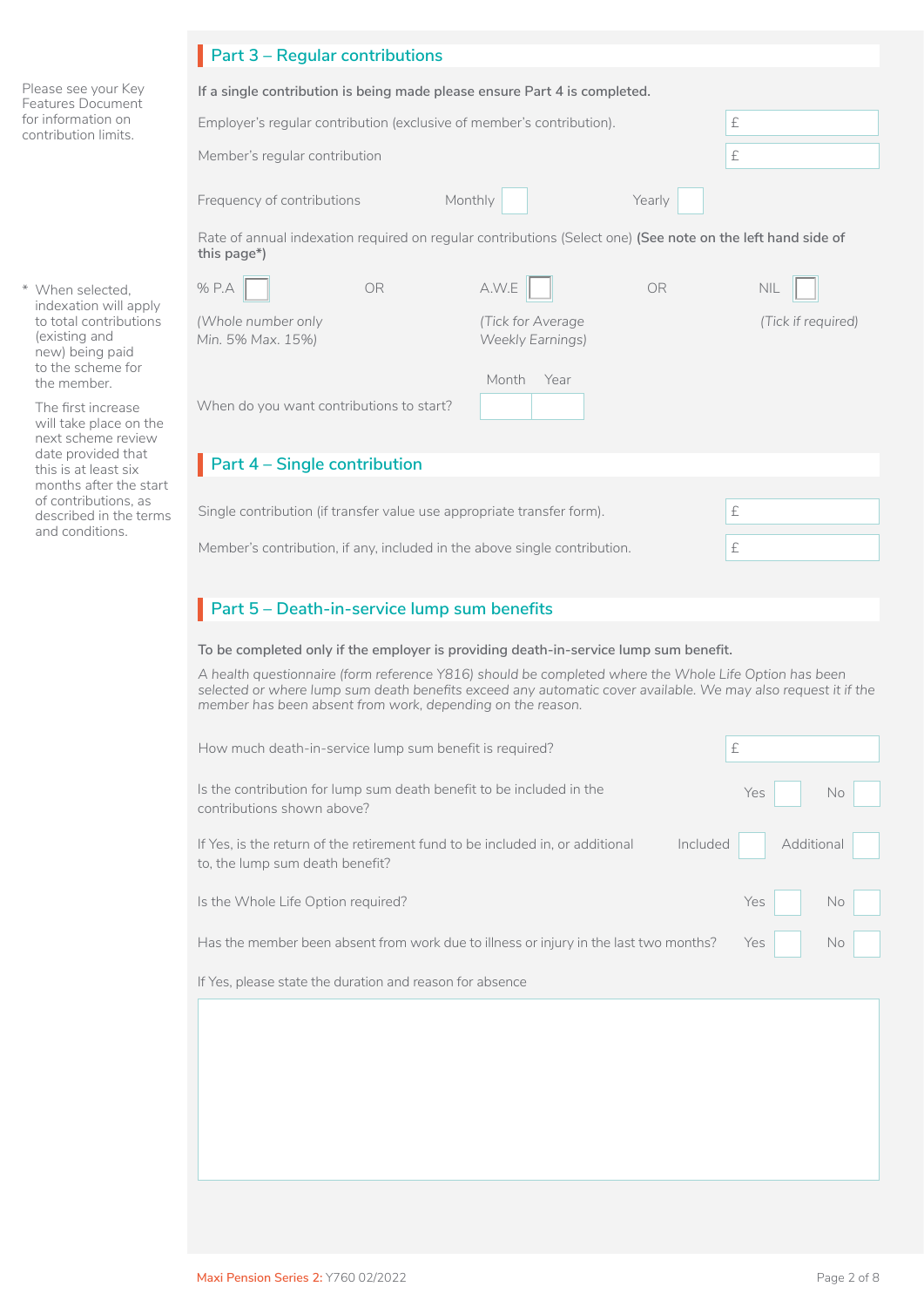## Part 3 – Regular contributions

Please see your Key Features Document for information on contribution limits.

**If a single contribution is being made please ensure Part 4 is completed.**

Employer's regular contribution (exclusive of member's contribution). £

Member's regular contribution £

Frequency of contributions Monthly ☐ Yearly ☐

Rate of annual indexation required on regular contributions (Select one) **(See note on the left hand side of this page*)**

% P.A ☐ OR A.W.E ☐ OR NIL ☐

*(Whole number only Min. 5% Max. 15%)* *(Tick for Average Weekly Earnings)* *(Tick if required)*

\* When selected, indexation will apply to total contributions (existing and new) being paid to the scheme for the member.

The first increase will take place on the next scheme review date provided that this is at least six months after the start of contributions, as described in the terms and conditions.

When do you want contributions to start? Month ☐ Year ☐

## Part 4 – Single contribution

Single contribution (if transfer value use appropriate transfer form). £

Member's contribution, if any, included in the above single contribution. £

## Part 5 – Death-in-service lump sum benefits

**To be completed only if the employer is providing death-in-service lump sum benefit.**

*A health questionnaire (form reference Y816) should be completed where the Whole Life Option has been selected or where lump sum death benefits exceed any automatic cover available. We may also request it if the member has been absent from work, depending on the reason.*

How much death-in-service lump sum benefit is required? £

Is the contribution for lump sum death benefit to be included in the contributions shown above? Yes ☐ No ☐

If Yes, is the return of the retirement fund to be included in, or additional to, the lump sum death benefit? Included ☐ Additional ☐

Is the Whole Life Option required? Yes ☐ No ☐

Has the member been absent from work due to illness or injury in the last two months? Yes ☐ No ☐

If Yes, please state the duration and reason for absence

Maxi Pension Series 2: Y760 02/2022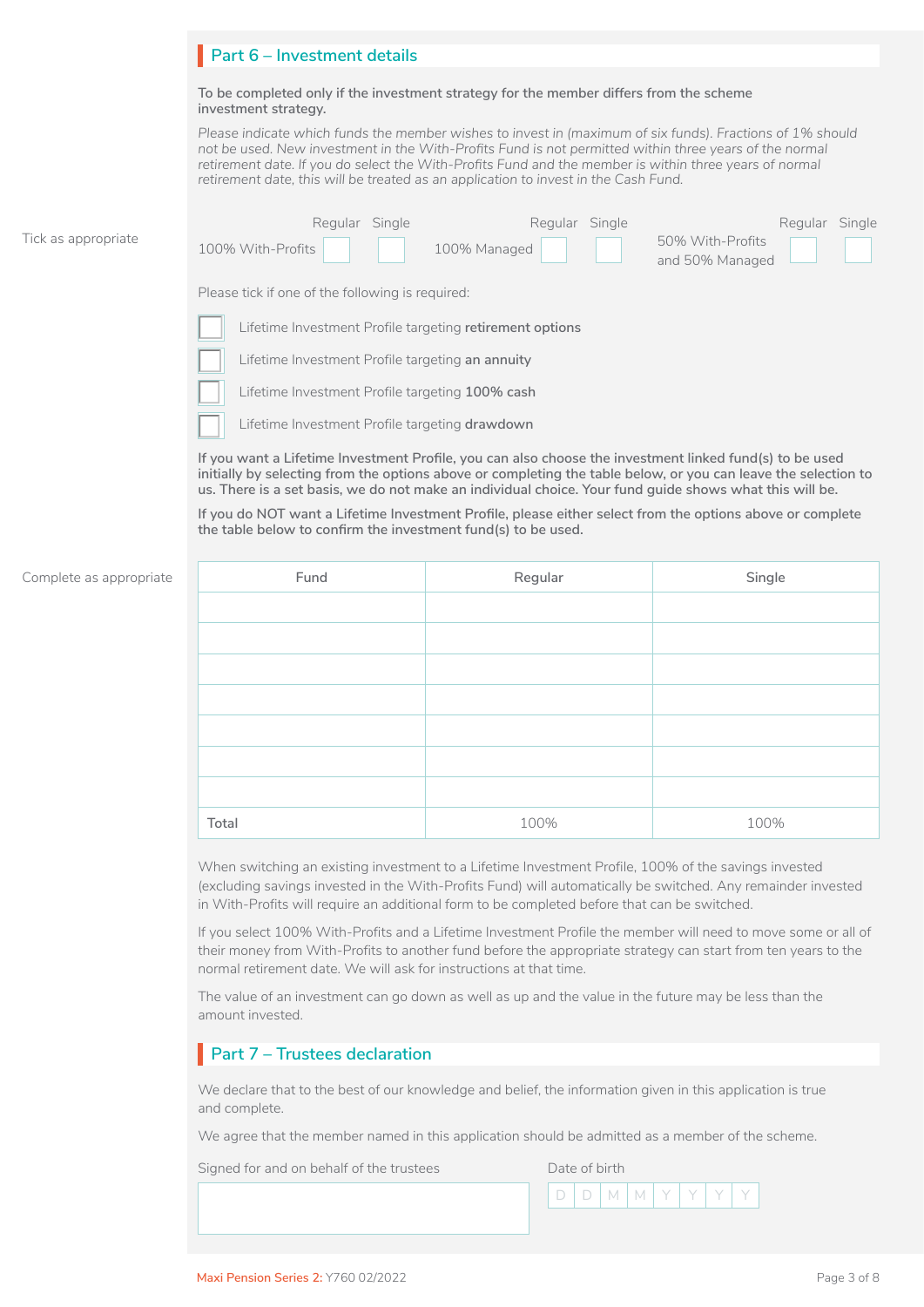## Part 6 – Investment details

**To be completed only if the investment strategy for the member differs from the scheme investment strategy.**

*Please indicate which funds the member wishes to invest in (maximum of six funds). Fractions of 1% should not be used. New investment in the With-Profits Fund is not permitted within three years of the normal retirement date. If you do select the With-Profits Fund and the member is within three years of normal retirement date, this will be treated as an application to invest in the Cash Fund.*

Tick as appropriate

| | Regular | Single |
|---|---|---|
| 100% With-Profits | ☐ | ☐ |
| 100% Managed | ☐ | ☐ |
| 50% With-Profits and 50% Managed | ☐ | ☐ |

Please tick if one of the following is required:

☐ Lifetime Investment Profile targeting **retirement options**

☐ Lifetime Investment Profile targeting **an annuity**

☐ Lifetime Investment Profile targeting **100% cash**

☐ Lifetime Investment Profile targeting **drawdown**

**If you want a Lifetime Investment Profile, you can also choose the investment linked fund(s) to be used initially by selecting from the options above or completing the table below, or you can leave the selection to us. There is a set basis, we do not make an individual choice. Your fund guide shows what this will be.**

**If you do NOT want a Lifetime Investment Profile, please either select from the options above or complete the table below to confirm the investment fund(s) to be used.**

Complete as appropriate

| Fund | Regular | Single |
|---|---|---|
| | | |
| | | |
| | | |
| | | |
| | | |
| | | |
| | | |
| Total | 100% | 100% |

When switching an existing investment to a Lifetime Investment Profile, 100% of the savings invested (excluding savings invested in the With-Profits Fund) will automatically be switched. Any remainder invested in With-Profits will require an additional form to be completed before that can be switched.

If you select 100% With-Profits and a Lifetime Investment Profile the member will need to move some or all of their money from With-Profits to another fund before the appropriate strategy can start from ten years to the normal retirement date. We will ask for instructions at that time.

The value of an investment can go down as well as up and the value in the future may be less than the amount invested.

## Part 7 – Trustees declaration

We declare that to the best of our knowledge and belief, the information given in this application is true and complete.

We agree that the member named in this application should be admitted as a member of the scheme.

Signed for and on behalf of the trustees

Date of birth D D M M Y Y Y Y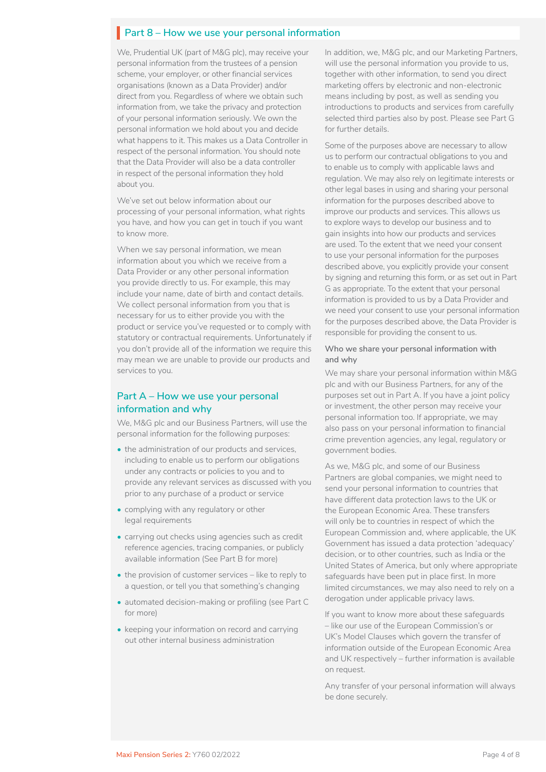## Part 8 – How we use your personal information

We, Prudential UK (part of M&G plc), may receive your personal information from the trustees of a pension scheme, your employer, or other financial services organisations (known as a Data Provider) and/or direct from you. Regardless of where we obtain such information from, we take the privacy and protection of your personal information seriously. We own the personal information we hold about you and decide what happens to it. This makes us a Data Controller in respect of the personal information. You should note that the Data Provider will also be a data controller in respect of the personal information they hold about you.

We've set out below information about our processing of your personal information, what rights you have, and how you can get in touch if you want to know more.

When we say personal information, we mean information about you which we receive from a Data Provider or any other personal information you provide directly to us. For example, this may include your name, date of birth and contact details. We collect personal information from you that is necessary for us to either provide you with the product or service you've requested or to comply with statutory or contractual requirements. Unfortunately if you don't provide all of the information we require this may mean we are unable to provide our products and services to you.

### Part A – How we use your personal information and why

We, M&G plc and our Business Partners, will use the personal information for the following purposes:

- the administration of our products and services, including to enable us to perform our obligations under any contracts or policies to you and to provide any relevant services as discussed with you prior to any purchase of a product or service
- complying with any regulatory or other legal requirements
- carrying out checks using agencies such as credit reference agencies, tracing companies, or publicly available information (See Part B for more)
- the provision of customer services – like to reply to a question, or tell you that something's changing
- automated decision-making or profiling (see Part C for more)
- keeping your information on record and carrying out other internal business administration

In addition, we, M&G plc, and our Marketing Partners, will use the personal information you provide to us, together with other information, to send you direct marketing offers by electronic and non-electronic means including by post, as well as sending you introductions to products and services from carefully selected third parties also by post. Please see Part G for further details.

Some of the purposes above are necessary to allow us to perform our contractual obligations to you and to enable us to comply with applicable laws and regulation. We may also rely on legitimate interests or other legal bases in using and sharing your personal information for the purposes described above to improve our products and services. This allows us to explore ways to develop our business and to gain insights into how our products and services are used. To the extent that we need your consent to use your personal information for the purposes described above, you explicitly provide your consent by signing and returning this form, or as set out in Part G as appropriate. To the extent that your personal information is provided to us by a Data Provider and we need your consent to use your personal information for the purposes described above, the Data Provider is responsible for providing the consent to us.

#### Who we share your personal information with and why

We may share your personal information within M&G plc and with our Business Partners, for any of the purposes set out in Part A. If you have a joint policy or investment, the other person may receive your personal information too. If appropriate, we may also pass on your personal information to financial crime prevention agencies, any legal, regulatory or government bodies.

As we, M&G plc, and some of our Business Partners are global companies, we might need to send your personal information to countries that have different data protection laws to the UK or the European Economic Area. These transfers will only be to countries in respect of which the European Commission and, where applicable, the UK Government has issued a data protection 'adequacy' decision, or to other countries, such as India or the United States of America, but only where appropriate safeguards have been put in place first. In more limited circumstances, we may also need to rely on a derogation under applicable privacy laws.

If you want to know more about these safeguards – like our use of the European Commission's or UK's Model Clauses which govern the transfer of information outside of the European Economic Area and UK respectively – further information is available on request.

Any transfer of your personal information will always be done securely.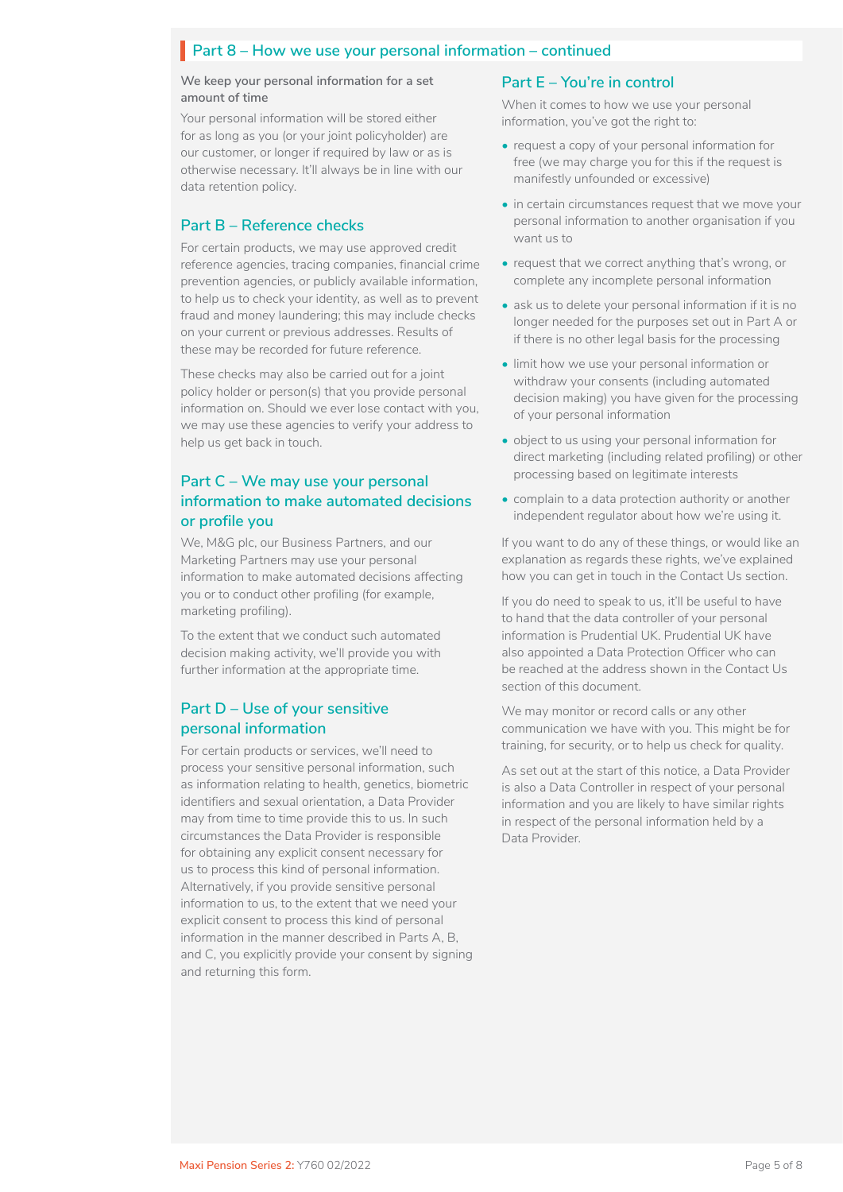## Part 8 – How we use your personal information – continued

**We keep your personal information for a set amount of time**

Your personal information will be stored either for as long as you (or your joint policyholder) are our customer, or longer if required by law or as is otherwise necessary. It'll always be in line with our data retention policy.

### Part B – Reference checks

For certain products, we may use approved credit reference agencies, tracing companies, financial crime prevention agencies, or publicly available information, to help us to check your identity, as well as to prevent fraud and money laundering; this may include checks on your current or previous addresses. Results of these may be recorded for future reference.

These checks may also be carried out for a joint policy holder or person(s) that you provide personal information on. Should we ever lose contact with you, we may use these agencies to verify your address to help us get back in touch.

### Part C – We may use your personal information to make automated decisions or profile you

We, M&G plc, our Business Partners, and our Marketing Partners may use your personal information to make automated decisions affecting you or to conduct other profiling (for example, marketing profiling).

To the extent that we conduct such automated decision making activity, we'll provide you with further information at the appropriate time.

### Part D – Use of your sensitive personal information

For certain products or services, we'll need to process your sensitive personal information, such as information relating to health, genetics, biometric identifiers and sexual orientation, a Data Provider may from time to time provide this to us. In such circumstances the Data Provider is responsible for obtaining any explicit consent necessary for us to process this kind of personal information. Alternatively, if you provide sensitive personal information to us, to the extent that we need your explicit consent to process this kind of personal information in the manner described in Parts A, B, and C, you explicitly provide your consent by signing and returning this form.

### Part E – You're in control

When it comes to how we use your personal information, you've got the right to:

- request a copy of your personal information for free (we may charge you for this if the request is manifestly unfounded or excessive)
- in certain circumstances request that we move your personal information to another organisation if you want us to
- request that we correct anything that's wrong, or complete any incomplete personal information
- ask us to delete your personal information if it is no longer needed for the purposes set out in Part A or if there is no other legal basis for the processing
- limit how we use your personal information or withdraw your consents (including automated decision making) you have given for the processing of your personal information
- object to us using your personal information for direct marketing (including related profiling) or other processing based on legitimate interests
- complain to a data protection authority or another independent regulator about how we're using it.

If you want to do any of these things, or would like an explanation as regards these rights, we've explained how you can get in touch in the Contact Us section.

If you do need to speak to us, it'll be useful to have to hand that the data controller of your personal information is Prudential UK. Prudential UK have also appointed a Data Protection Officer who can be reached at the address shown in the Contact Us section of this document.

We may monitor or record calls or any other communication we have with you. This might be for training, for security, or to help us check for quality.

As set out at the start of this notice, a Data Provider is also a Data Controller in respect of your personal information and you are likely to have similar rights in respect of the personal information held by a Data Provider.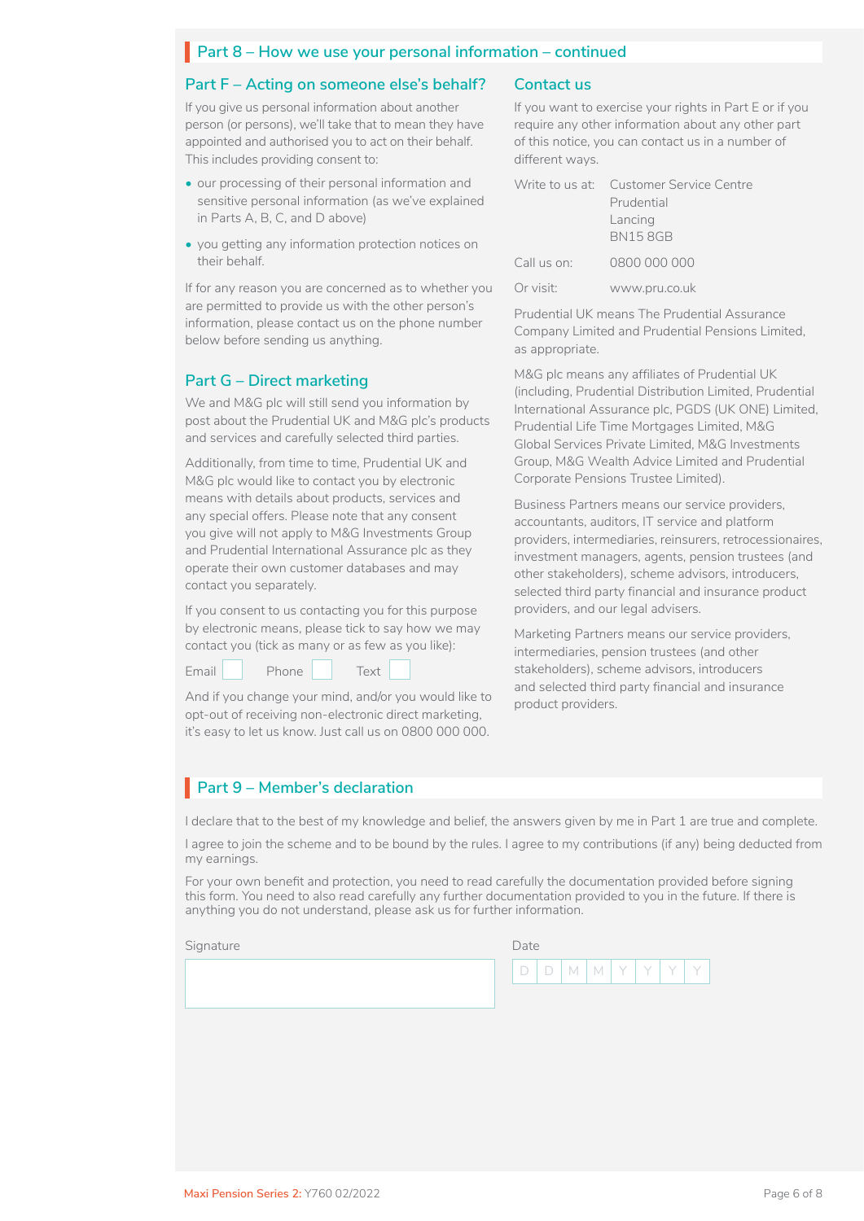## Part 8 – How we use your personal information – continued

### Part F – Acting on someone else's behalf?

If you give us personal information about another person (or persons), we'll take that to mean they have appointed and authorised you to act on their behalf. This includes providing consent to:

- our processing of their personal information and sensitive personal information (as we've explained in Parts A, B, C, and D above)
- you getting any information protection notices on their behalf.

If for any reason you are concerned as to whether you are permitted to provide us with the other person's information, please contact us on the phone number below before sending us anything.

### Part G – Direct marketing

We and M&G plc will still send you information by post about the Prudential UK and M&G plc's products and services and carefully selected third parties.

Additionally, from time to time, Prudential UK and M&G plc would like to contact you by electronic means with details about products, services and any special offers. Please note that any consent you give will not apply to M&G Investments Group and Prudential International Assurance plc as they operate their own customer databases and may contact you separately.

If you consent to us contacting you for this purpose by electronic means, please tick to say how we may contact you (tick as many or as few as you like):

Email ☐ Phone ☐ Text ☐

And if you change your mind, and/or you would like to opt-out of receiving non-electronic direct marketing, it's easy to let us know. Just call us on 0800 000 000.

### Contact us

If you want to exercise your rights in Part E or if you require any other information about any other part of this notice, you can contact us in a number of different ways.

| | |
|---|---|
| Write to us at: | Customer Service Centre<br>Prudential<br>Lancing<br>BN15 8GB |
| Call us on: | 0800 000 000 |
| Or visit: | www.pru.co.uk |

Prudential UK means The Prudential Assurance Company Limited and Prudential Pensions Limited, as appropriate.

M&G plc means any affiliates of Prudential UK (including, Prudential Distribution Limited, Prudential International Assurance plc, PGDS (UK ONE) Limited, Prudential Life Time Mortgages Limited, M&G Global Services Private Limited, M&G Investments Group, M&G Wealth Advice Limited and Prudential Corporate Pensions Trustee Limited).

Business Partners means our service providers, accountants, auditors, IT service and platform providers, intermediaries, reinsurers, retrocessionaires, investment managers, agents, pension trustees (and other stakeholders), scheme advisors, introducers, selected third party financial and insurance product providers, and our legal advisers.

Marketing Partners means our service providers, intermediaries, pension trustees (and other stakeholders), scheme advisors, introducers and selected third party financial and insurance product providers.

## Part 9 – Member's declaration

I declare that to the best of my knowledge and belief, the answers given by me in Part 1 are true and complete.

I agree to join the scheme and to be bound by the rules. I agree to my contributions (if any) being deducted from my earnings.

For your own benefit and protection, you need to read carefully the documentation provided before signing this form. You need to also read carefully any further documentation provided to you in the future. If there is anything you do not understand, please ask us for further information.

Signature

Date D D M M Y Y Y Y

Maxi Pension Series 2: Y760 02/2022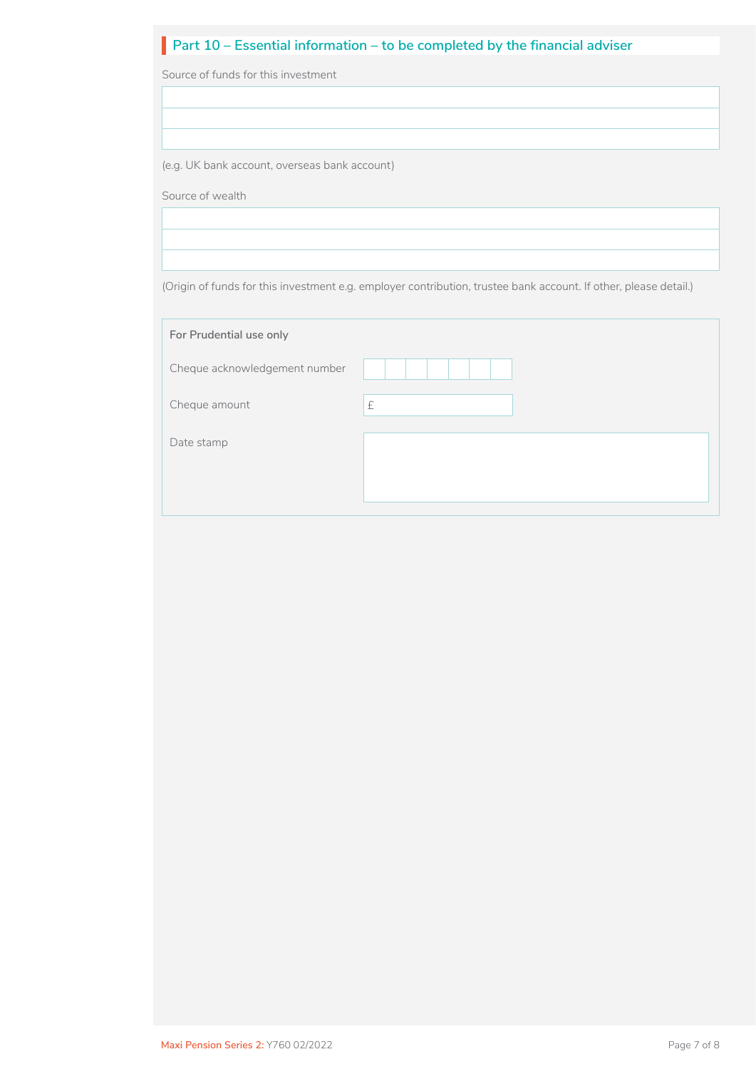## Part 10 – Essential information – to be completed by the financial adviser

Source of funds for this investment

(e.g. UK bank account, overseas bank account)

Source of wealth

(Origin of funds for this investment e.g. employer contribution, trustee bank account. If other, please detail.)

**For Prudential use only**

Cheque acknowledgement number

Cheque amount £

Date stamp

Maxi Pension Series 2: Y760 02/2022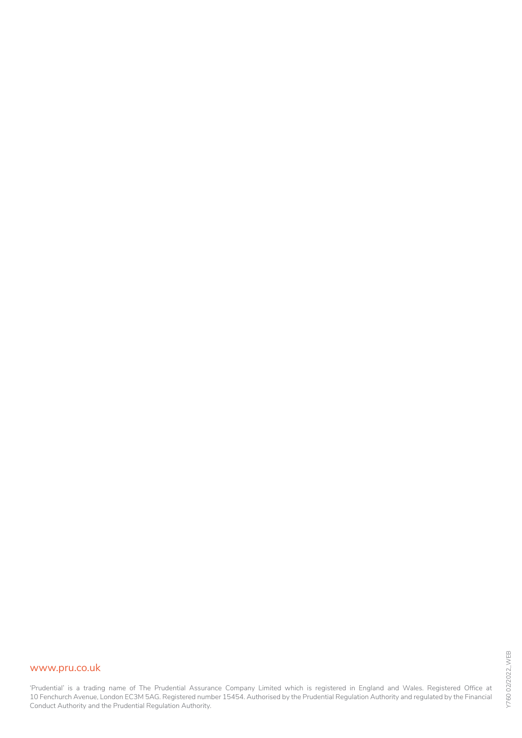www.pru.co.uk

'Prudential' is a trading name of The Prudential Assurance Company Limited which is registered in England and Wales. Registered Office at 10 Fenchurch Avenue, London EC3M 5AG. Registered number 15454. Authorised by the Prudential Regulation Authority and regulated by the Financial Conduct Authority and the Prudential Regulation Authority.

Y760 02/2022_WEB